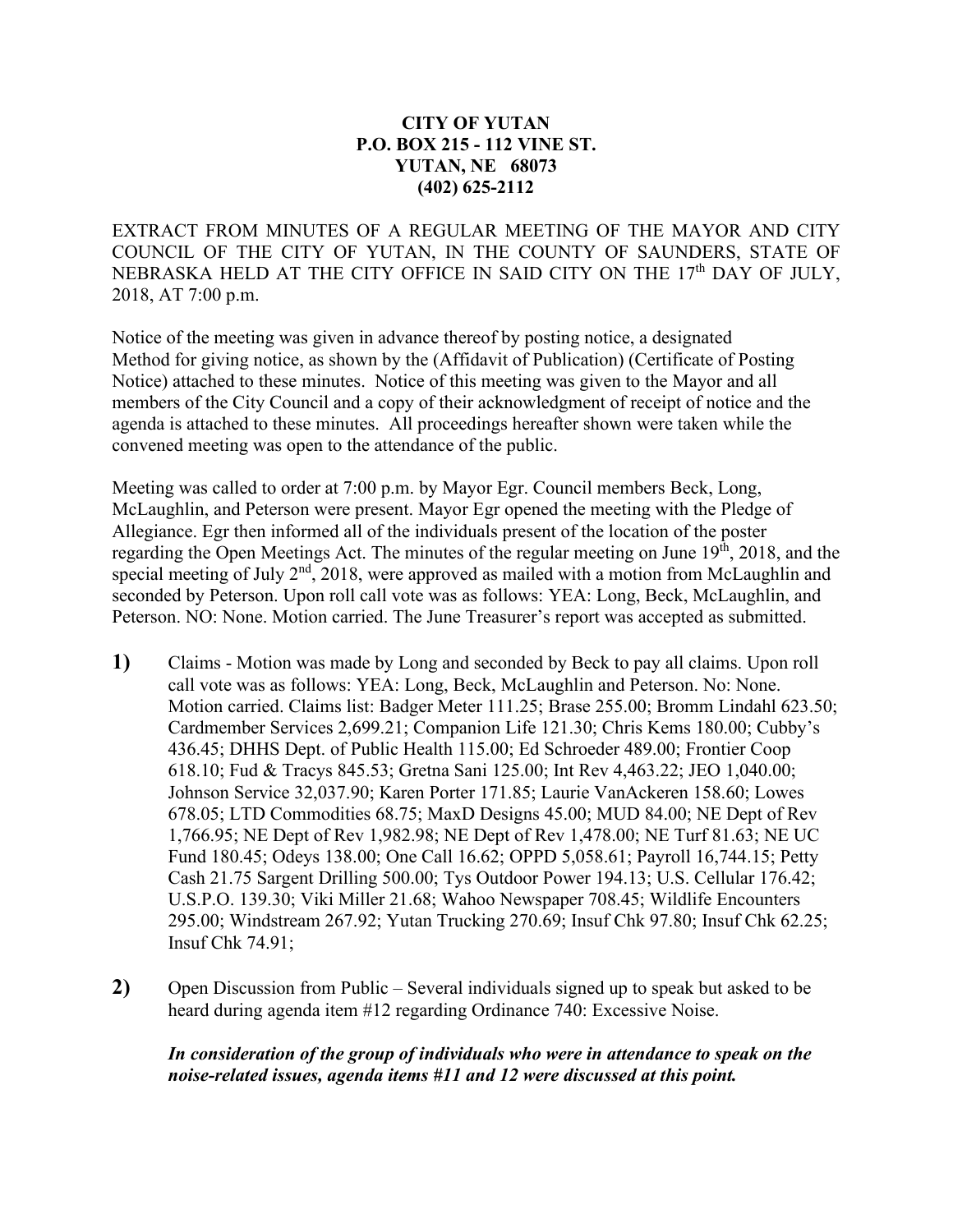**CITY OF YUTAN**
**P.O. BOX 215 - 112 VINE ST.**
**YUTAN, NE 68073**
**(402) 625-2112**

EXTRACT FROM MINUTES OF A REGULAR MEETING OF THE MAYOR AND CITY COUNCIL OF THE CITY OF YUTAN, IN THE COUNTY OF SAUNDERS, STATE OF NEBRASKA HELD AT THE CITY OFFICE IN SAID CITY ON THE 17th DAY OF JULY, 2018, AT 7:00 p.m.

Notice of the meeting was given in advance thereof by posting notice, a designated Method for giving notice, as shown by the (Affidavit of Publication) (Certificate of Posting Notice) attached to these minutes. Notice of this meeting was given to the Mayor and all members of the City Council and a copy of their acknowledgment of receipt of notice and the agenda is attached to these minutes. All proceedings hereafter shown were taken while the convened meeting was open to the attendance of the public.

Meeting was called to order at 7:00 p.m. by Mayor Egr. Council members Beck, Long, McLaughlin, and Peterson were present. Mayor Egr opened the meeting with the Pledge of Allegiance. Egr then informed all of the individuals present of the location of the poster regarding the Open Meetings Act. The minutes of the regular meeting on June 19th, 2018, and the special meeting of July 2nd, 2018, were approved as mailed with a motion from McLaughlin and seconded by Peterson. Upon roll call vote was as follows: YEA: Long, Beck, McLaughlin, and Peterson. NO: None. Motion carried. The June Treasurer's report was accepted as submitted.

**1)** Claims - Motion was made by Long and seconded by Beck to pay all claims. Upon roll call vote was as follows: YEA: Long, Beck, McLaughlin and Peterson. No: None. Motion carried. Claims list: Badger Meter 111.25; Brase 255.00; Bromm Lindahl 623.50; Cardmember Services 2,699.21; Companion Life 121.30; Chris Kems 180.00; Cubby's 436.45; DHHS Dept. of Public Health 115.00; Ed Schroeder 489.00; Frontier Coop 618.10; Fud & Tracys 845.53; Gretna Sani 125.00; Int Rev 4,463.22; JEO 1,040.00; Johnson Service 32,037.90; Karen Porter 171.85; Laurie VanAckeren 158.60; Lowes 678.05; LTD Commodities 68.75; MaxD Designs 45.00; MUD 84.00; NE Dept of Rev 1,766.95; NE Dept of Rev 1,982.98; NE Dept of Rev 1,478.00; NE Turf 81.63; NE UC Fund 180.45; Odeys 138.00; One Call 16.62; OPPD 5,058.61; Payroll 16,744.15; Petty Cash 21.75 Sargent Drilling 500.00; Tys Outdoor Power 194.13; U.S. Cellular 176.42; U.S.P.O. 139.30; Viki Miller 21.68; Wahoo Newspaper 708.45; Wildlife Encounters 295.00; Windstream 267.92; Yutan Trucking 270.69; Insuf Chk 97.80; Insuf Chk 62.25; Insuf Chk 74.91;

**2)** Open Discussion from Public – Several individuals signed up to speak but asked to be heard during agenda item #12 regarding Ordinance 740: Excessive Noise.

***In consideration of the group of individuals who were in attendance to speak on the noise-related issues, agenda items #11 and 12 were discussed at this point.***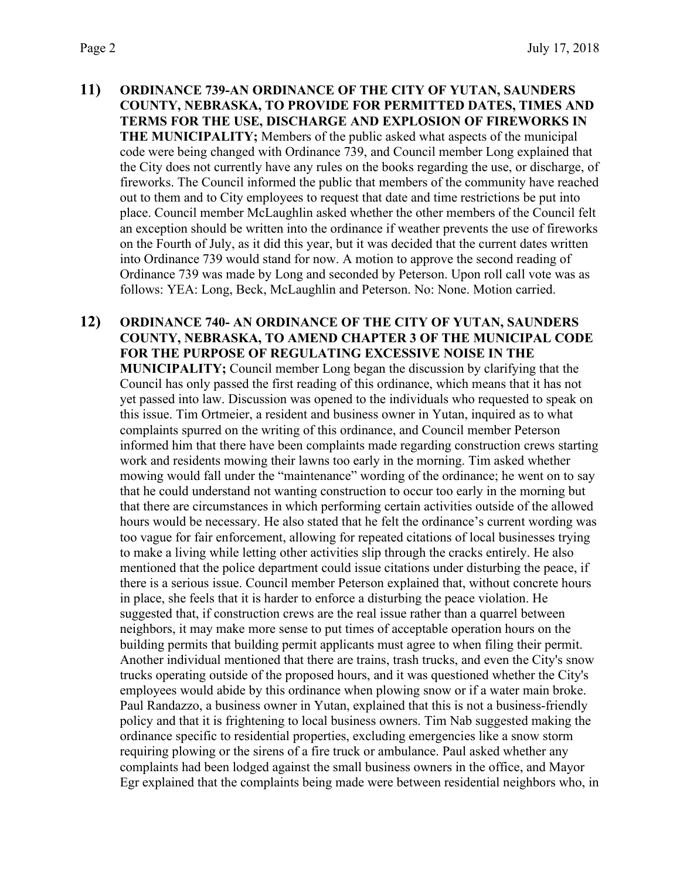**11) ORDINANCE 739-AN ORDINANCE OF THE CITY OF YUTAN, SAUNDERS COUNTY, NEBRASKA, TO PROVIDE FOR PERMITTED DATES, TIMES AND TERMS FOR THE USE, DISCHARGE AND EXPLOSION OF FIREWORKS IN THE MUNICIPALITY;** Members of the public asked what aspects of the municipal code were being changed with Ordinance 739, and Council member Long explained that the City does not currently have any rules on the books regarding the use, or discharge, of fireworks. The Council informed the public that members of the community have reached out to them and to City employees to request that date and time restrictions be put into place. Council member McLaughlin asked whether the other members of the Council felt an exception should be written into the ordinance if weather prevents the use of fireworks on the Fourth of July, as it did this year, but it was decided that the current dates written into Ordinance 739 would stand for now. A motion to approve the second reading of Ordinance 739 was made by Long and seconded by Peterson. Upon roll call vote was as follows: YEA: Long, Beck, McLaughlin and Peterson. No: None. Motion carried.

**12) ORDINANCE 740- AN ORDINANCE OF THE CITY OF YUTAN, SAUNDERS COUNTY, NEBRASKA, TO AMEND CHAPTER 3 OF THE MUNICIPAL CODE FOR THE PURPOSE OF REGULATING EXCESSIVE NOISE IN THE MUNICIPALITY;** Council member Long began the discussion by clarifying that the Council has only passed the first reading of this ordinance, which means that it has not yet passed into law. Discussion was opened to the individuals who requested to speak on this issue. Tim Ortmeier, a resident and business owner in Yutan, inquired as to what complaints spurred on the writing of this ordinance, and Council member Peterson informed him that there have been complaints made regarding construction crews starting work and residents mowing their lawns too early in the morning. Tim asked whether mowing would fall under the "maintenance" wording of the ordinance; he went on to say that he could understand not wanting construction to occur too early in the morning but that there are circumstances in which performing certain activities outside of the allowed hours would be necessary. He also stated that he felt the ordinance's current wording was too vague for fair enforcement, allowing for repeated citations of local businesses trying to make a living while letting other activities slip through the cracks entirely. He also mentioned that the police department could issue citations under disturbing the peace, if there is a serious issue. Council member Peterson explained that, without concrete hours in place, she feels that it is harder to enforce a disturbing the peace violation. He suggested that, if construction crews are the real issue rather than a quarrel between neighbors, it may make more sense to put times of acceptable operation hours on the building permits that building permit applicants must agree to when filing their permit. Another individual mentioned that there are trains, trash trucks, and even the City's snow trucks operating outside of the proposed hours, and it was questioned whether the City's employees would abide by this ordinance when plowing snow or if a water main broke. Paul Randazzo, a business owner in Yutan, explained that this is not a business-friendly policy and that it is frightening to local business owners. Tim Nab suggested making the ordinance specific to residential properties, excluding emergencies like a snow storm requiring plowing or the sirens of a fire truck or ambulance. Paul asked whether any complaints had been lodged against the small business owners in the office, and Mayor Egr explained that the complaints being made were between residential neighbors who, in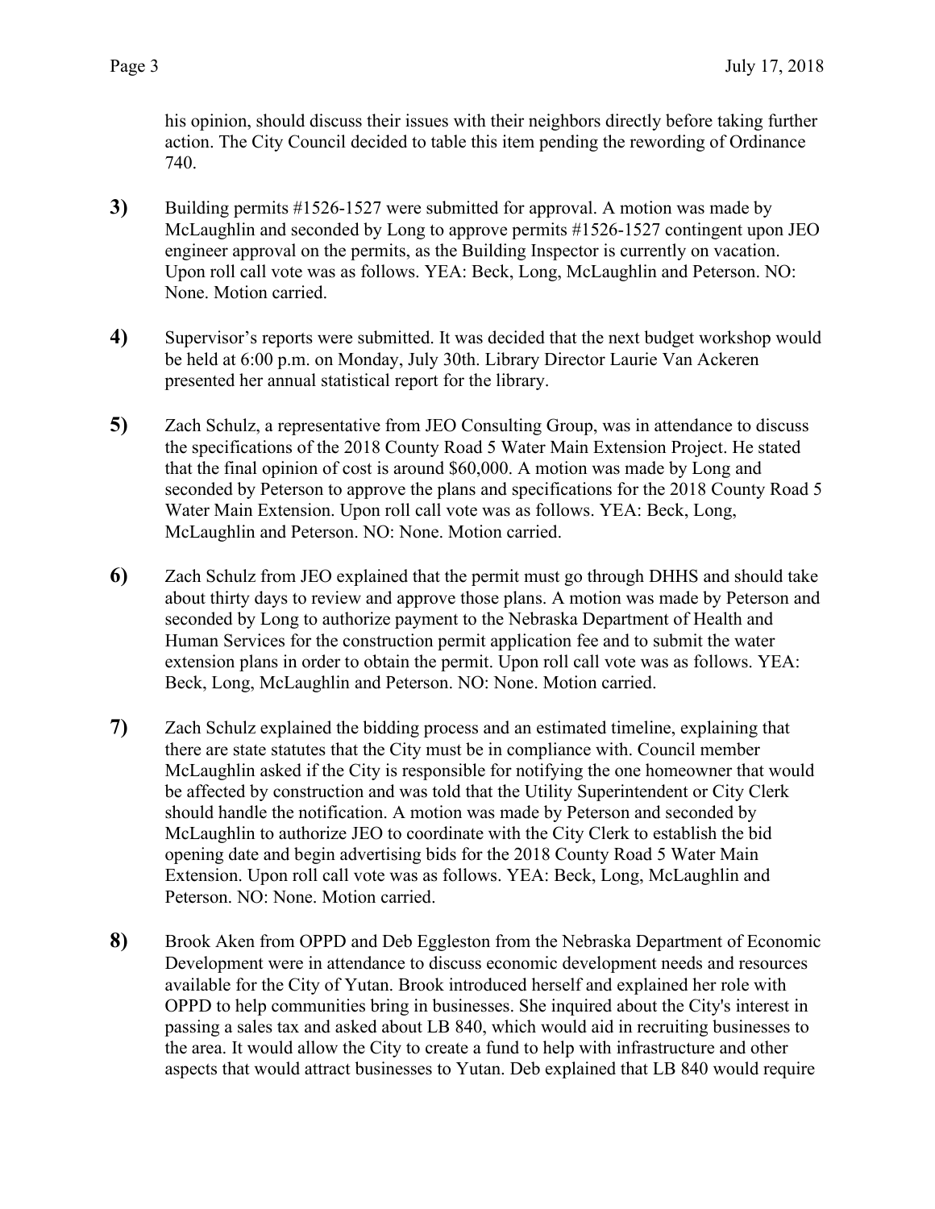his opinion, should discuss their issues with their neighbors directly before taking further action. The City Council decided to table this item pending the rewording of Ordinance 740.

**3)** Building permits #1526-1527 were submitted for approval. A motion was made by McLaughlin and seconded by Long to approve permits #1526-1527 contingent upon JEO engineer approval on the permits, as the Building Inspector is currently on vacation. Upon roll call vote was as follows. YEA: Beck, Long, McLaughlin and Peterson. NO: None. Motion carried.

**4)** Supervisor's reports were submitted. It was decided that the next budget workshop would be held at 6:00 p.m. on Monday, July 30th. Library Director Laurie Van Ackeren presented her annual statistical report for the library.

**5)** Zach Schulz, a representative from JEO Consulting Group, was in attendance to discuss the specifications of the 2018 County Road 5 Water Main Extension Project. He stated that the final opinion of cost is around $60,000. A motion was made by Long and seconded by Peterson to approve the plans and specifications for the 2018 County Road 5 Water Main Extension. Upon roll call vote was as follows. YEA: Beck, Long, McLaughlin and Peterson. NO: None. Motion carried.

**6)** Zach Schulz from JEO explained that the permit must go through DHHS and should take about thirty days to review and approve those plans. A motion was made by Peterson and seconded by Long to authorize payment to the Nebraska Department of Health and Human Services for the construction permit application fee and to submit the water extension plans in order to obtain the permit. Upon roll call vote was as follows. YEA: Beck, Long, McLaughlin and Peterson. NO: None. Motion carried.

**7)** Zach Schulz explained the bidding process and an estimated timeline, explaining that there are state statutes that the City must be in compliance with. Council member McLaughlin asked if the City is responsible for notifying the one homeowner that would be affected by construction and was told that the Utility Superintendent or City Clerk should handle the notification. A motion was made by Peterson and seconded by McLaughlin to authorize JEO to coordinate with the City Clerk to establish the bid opening date and begin advertising bids for the 2018 County Road 5 Water Main Extension. Upon roll call vote was as follows. YEA: Beck, Long, McLaughlin and Peterson. NO: None. Motion carried.

**8)** Brook Aken from OPPD and Deb Eggleston from the Nebraska Department of Economic Development were in attendance to discuss economic development needs and resources available for the City of Yutan. Brook introduced herself and explained her role with OPPD to help communities bring in businesses. She inquired about the City's interest in passing a sales tax and asked about LB 840, which would aid in recruiting businesses to the area. It would allow the City to create a fund to help with infrastructure and other aspects that would attract businesses to Yutan. Deb explained that LB 840 would require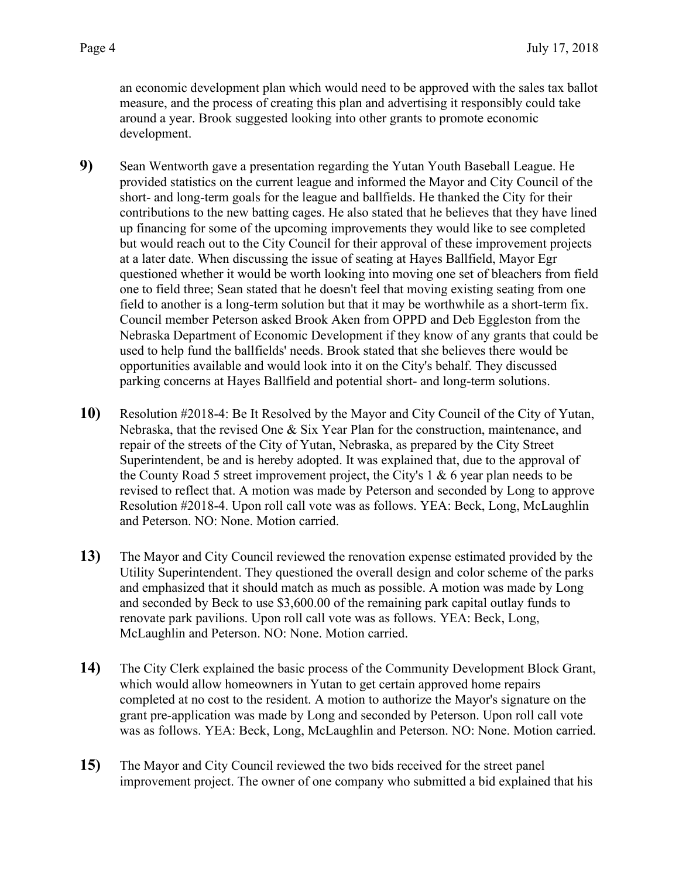an economic development plan which would need to be approved with the sales tax ballot measure, and the process of creating this plan and advertising it responsibly could take around a year. Brook suggested looking into other grants to promote economic development.

**9)** Sean Wentworth gave a presentation regarding the Yutan Youth Baseball League. He provided statistics on the current league and informed the Mayor and City Council of the short- and long-term goals for the league and ballfields. He thanked the City for their contributions to the new batting cages. He also stated that he believes that they have lined up financing for some of the upcoming improvements they would like to see completed but would reach out to the City Council for their approval of these improvement projects at a later date. When discussing the issue of seating at Hayes Ballfield, Mayor Egr questioned whether it would be worth looking into moving one set of bleachers from field one to field three; Sean stated that he doesn't feel that moving existing seating from one field to another is a long-term solution but that it may be worthwhile as a short-term fix. Council member Peterson asked Brook Aken from OPPD and Deb Eggleston from the Nebraska Department of Economic Development if they know of any grants that could be used to help fund the ballfields' needs. Brook stated that she believes there would be opportunities available and would look into it on the City's behalf. They discussed parking concerns at Hayes Ballfield and potential short- and long-term solutions.

**10)** Resolution #2018-4: Be It Resolved by the Mayor and City Council of the City of Yutan, Nebraska, that the revised One & Six Year Plan for the construction, maintenance, and repair of the streets of the City of Yutan, Nebraska, as prepared by the City Street Superintendent, be and is hereby adopted. It was explained that, due to the approval of the County Road 5 street improvement project, the City's 1 & 6 year plan needs to be revised to reflect that. A motion was made by Peterson and seconded by Long to approve Resolution #2018-4. Upon roll call vote was as follows. YEA: Beck, Long, McLaughlin and Peterson. NO: None. Motion carried.

**13)** The Mayor and City Council reviewed the renovation expense estimated provided by the Utility Superintendent. They questioned the overall design and color scheme of the parks and emphasized that it should match as much as possible. A motion was made by Long and seconded by Beck to use $3,600.00 of the remaining park capital outlay funds to renovate park pavilions. Upon roll call vote was as follows. YEA: Beck, Long, McLaughlin and Peterson. NO: None. Motion carried.

**14)** The City Clerk explained the basic process of the Community Development Block Grant, which would allow homeowners in Yutan to get certain approved home repairs completed at no cost to the resident. A motion to authorize the Mayor's signature on the grant pre-application was made by Long and seconded by Peterson. Upon roll call vote was as follows. YEA: Beck, Long, McLaughlin and Peterson. NO: None. Motion carried.

**15)** The Mayor and City Council reviewed the two bids received for the street panel improvement project. The owner of one company who submitted a bid explained that his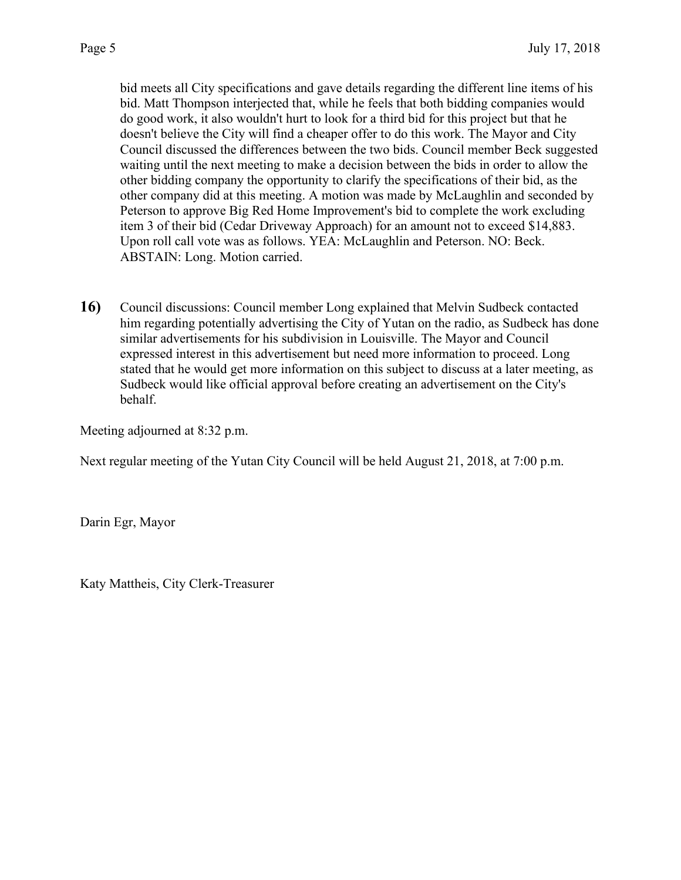bid meets all City specifications and gave details regarding the different line items of his bid. Matt Thompson interjected that, while he feels that both bidding companies would do good work, it also wouldn't hurt to look for a third bid for this project but that he doesn't believe the City will find a cheaper offer to do this work. The Mayor and City Council discussed the differences between the two bids. Council member Beck suggested waiting until the next meeting to make a decision between the bids in order to allow the other bidding company the opportunity to clarify the specifications of their bid, as the other company did at this meeting. A motion was made by McLaughlin and seconded by Peterson to approve Big Red Home Improvement's bid to complete the work excluding item 3 of their bid (Cedar Driveway Approach) for an amount not to exceed $14,883. Upon roll call vote was as follows. YEA: McLaughlin and Peterson. NO: Beck. ABSTAIN: Long. Motion carried.

**16)** Council discussions: Council member Long explained that Melvin Sudbeck contacted him regarding potentially advertising the City of Yutan on the radio, as Sudbeck has done similar advertisements for his subdivision in Louisville. The Mayor and Council expressed interest in this advertisement but need more information to proceed. Long stated that he would get more information on this subject to discuss at a later meeting, as Sudbeck would like official approval before creating an advertisement on the City's behalf.

Meeting adjourned at 8:32 p.m.

Next regular meeting of the Yutan City Council will be held August 21, 2018, at 7:00 p.m.

Darin Egr, Mayor

Katy Mattheis, City Clerk-Treasurer